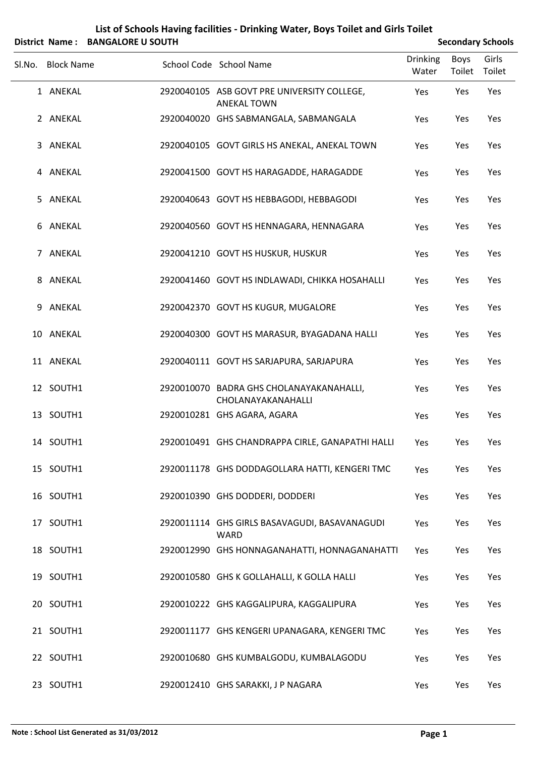# List of Schools Having facilities - Drinking Water, Boys Toilet and Girls Toilet

**District Name : BANGALORE U SOUTH** **Secondary Schools**

| Sl.No. | Block Name | School Code | School Name | Drinking Water | Boys Toilet | Girls Toilet |
|---|---|---|---|---|---|---|
| 1 | ANEKAL | 2920040105 | ASB GOVT PRE UNIVERSITY COLLEGE, ANEKAL TOWN | Yes | Yes | Yes |
| 2 | ANEKAL | 2920040020 | GHS SABMANGALA, SABMANGALA | Yes | Yes | Yes |
| 3 | ANEKAL | 2920040105 | GOVT GIRLS HS ANEKAL, ANEKAL TOWN | Yes | Yes | Yes |
| 4 | ANEKAL | 2920041500 | GOVT HS HARAGADDE, HARAGADDE | Yes | Yes | Yes |
| 5 | ANEKAL | 2920040643 | GOVT HS HEBBAGODI, HEBBAGODI | Yes | Yes | Yes |
| 6 | ANEKAL | 2920040560 | GOVT HS HENNAGARA, HENNAGARA | Yes | Yes | Yes |
| 7 | ANEKAL | 2920041210 | GOVT HS HUSKUR, HUSKUR | Yes | Yes | Yes |
| 8 | ANEKAL | 2920041460 | GOVT HS INDLAWADI, CHIKKA HOSAHALLI | Yes | Yes | Yes |
| 9 | ANEKAL | 2920042370 | GOVT HS KUGUR, MUGALORE | Yes | Yes | Yes |
| 10 | ANEKAL | 2920040300 | GOVT HS MARASUR, BYAGADANA HALLI | Yes | Yes | Yes |
| 11 | ANEKAL | 2920040111 | GOVT HS SARJAPURA, SARJAPURA | Yes | Yes | Yes |
| 12 | SOUTH1 | 2920010070 | BADRA GHS CHOLANAYAKANAHALLI, CHOLANAYAKANAHALLI | Yes | Yes | Yes |
| 13 | SOUTH1 | 2920010281 | GHS AGARA, AGARA | Yes | Yes | Yes |
| 14 | SOUTH1 | 2920010491 | GHS CHANDRAPPA CIRLE, GANAPATHI HALLI | Yes | Yes | Yes |
| 15 | SOUTH1 | 2920011178 | GHS DODDAGOLLARA HATTI, KENGERI TMC | Yes | Yes | Yes |
| 16 | SOUTH1 | 2920010390 | GHS DODDERI, DODDERI | Yes | Yes | Yes |
| 17 | SOUTH1 | 2920011114 | GHS GIRLS BASAVAGUDI, BASAVANAGUDI WARD | Yes | Yes | Yes |
| 18 | SOUTH1 | 2920012990 | GHS HONNAGANAHATTI, HONNAGANAHATTI | Yes | Yes | Yes |
| 19 | SOUTH1 | 2920010580 | GHS K GOLLAHALLI, K GOLLA HALLI | Yes | Yes | Yes |
| 20 | SOUTH1 | 2920010222 | GHS KAGGALIPURA, KAGGALIPURA | Yes | Yes | Yes |
| 21 | SOUTH1 | 2920011177 | GHS KENGERI UPANAGARA, KENGERI TMC | Yes | Yes | Yes |
| 22 | SOUTH1 | 2920010680 | GHS KUMBALGODU, KUMBALAGODU | Yes | Yes | Yes |
| 23 | SOUTH1 | 2920012410 | GHS SARAKKI, J P NAGARA | Yes | Yes | Yes |

**Note : School List Generated as 31/03/2012**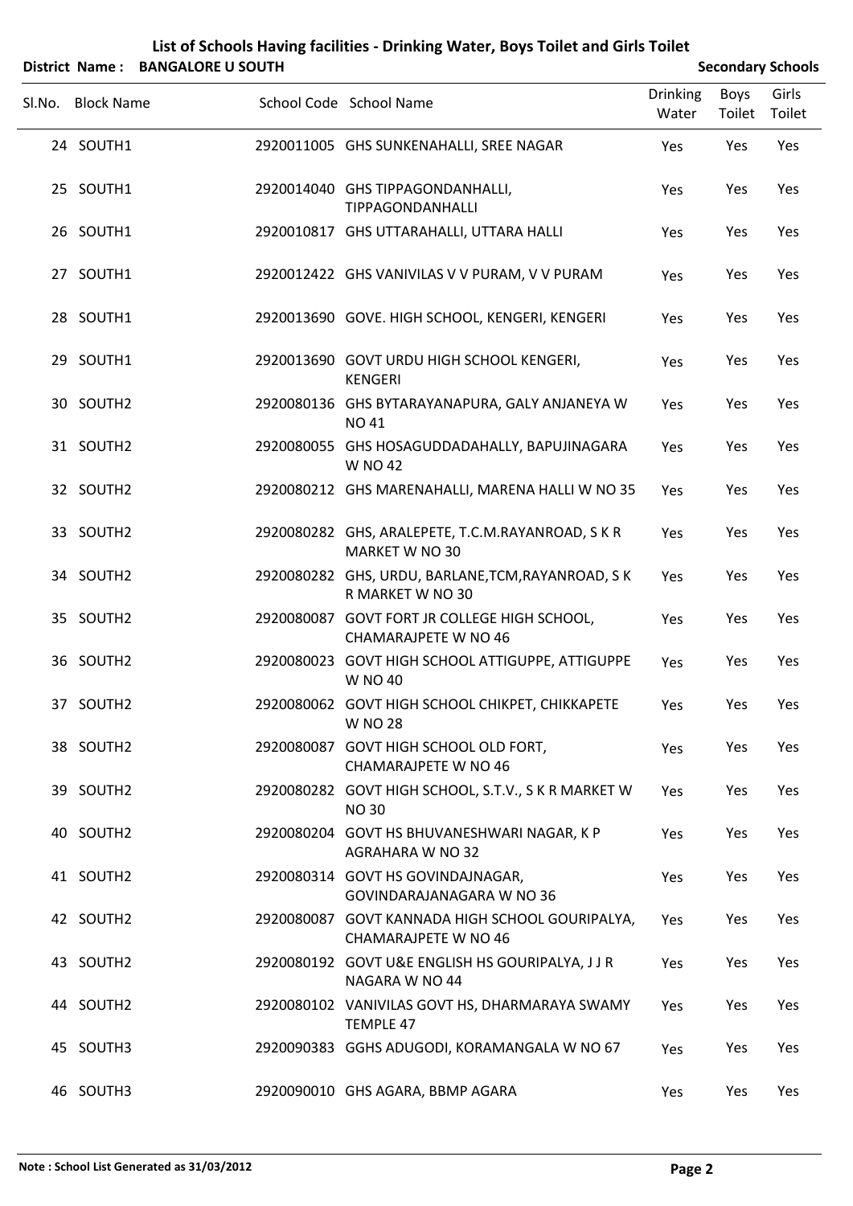# List of Schools Having facilities - Drinking Water, Boys Toilet and Girls Toilet

**District Name : BANGALORE U SOUTH** **Secondary Schools**

| Sl.No. | Block Name | School Code | School Name | Drinking Water | Boys Toilet | Girls Toilet |
|---|---|---|---|---|---|---|
| 24 | SOUTH1 | 2920011005 | GHS SUNKENAHALLI, SREE NAGAR | Yes | Yes | Yes |
| 25 | SOUTH1 | 2920014040 | GHS TIPPAGONDANHALLI, TIPPAGONDANHALLI | Yes | Yes | Yes |
| 26 | SOUTH1 | 2920010817 | GHS UTTARAHALLI, UTTARA HALLI | Yes | Yes | Yes |
| 27 | SOUTH1 | 2920012422 | GHS VANIVILAS V V PURAM, V V PURAM | Yes | Yes | Yes |
| 28 | SOUTH1 | 2920013690 | GOVE. HIGH SCHOOL, KENGERI, KENGERI | Yes | Yes | Yes |
| 29 | SOUTH1 | 2920013690 | GOVT URDU HIGH SCHOOL KENGERI, KENGERI | Yes | Yes | Yes |
| 30 | SOUTH2 | 2920080136 | GHS BYTARAYANAPURA, GALY ANJANEYA W NO 41 | Yes | Yes | Yes |
| 31 | SOUTH2 | 2920080055 | GHS HOSAGUDDADAHALLY, BAPUJINAGARA W NO 42 | Yes | Yes | Yes |
| 32 | SOUTH2 | 2920080212 | GHS MARENAHALLI, MARENA HALLI W NO 35 | Yes | Yes | Yes |
| 33 | SOUTH2 | 2920080282 | GHS, ARALEPETE, T.C.M.RAYANROAD, S K R MARKET W NO 30 | Yes | Yes | Yes |
| 34 | SOUTH2 | 2920080282 | GHS, URDU, BARLANE,TCM,RAYANROAD, S K R MARKET W NO 30 | Yes | Yes | Yes |
| 35 | SOUTH2 | 2920080087 | GOVT FORT JR COLLEGE HIGH SCHOOL, CHAMARAJPETE W NO 46 | Yes | Yes | Yes |
| 36 | SOUTH2 | 2920080023 | GOVT HIGH SCHOOL ATTIGUPPE, ATTIGUPPE W NO 40 | Yes | Yes | Yes |
| 37 | SOUTH2 | 2920080062 | GOVT HIGH SCHOOL CHIKPET, CHIKKAPETE W NO 28 | Yes | Yes | Yes |
| 38 | SOUTH2 | 2920080087 | GOVT HIGH SCHOOL OLD FORT, CHAMARAJPETE W NO 46 | Yes | Yes | Yes |
| 39 | SOUTH2 | 2920080282 | GOVT HIGH SCHOOL, S.T.V., S K R MARKET W NO 30 | Yes | Yes | Yes |
| 40 | SOUTH2 | 2920080204 | GOVT HS BHUVANESHWARI NAGAR, K P AGRAHARA W NO 32 | Yes | Yes | Yes |
| 41 | SOUTH2 | 2920080314 | GOVT HS GOVINDAJNAGAR, GOVINDARAJANAGARA W NO 36 | Yes | Yes | Yes |
| 42 | SOUTH2 | 2920080087 | GOVT KANNADA HIGH SCHOOL GOURIPALYA, CHAMARAJPETE W NO 46 | Yes | Yes | Yes |
| 43 | SOUTH2 | 2920080192 | GOVT U&E ENGLISH HS GOURIPALYA, J J R NAGARA W NO 44 | Yes | Yes | Yes |
| 44 | SOUTH2 | 2920080102 | VANIVILAS GOVT HS, DHARMARAYA SWAMY TEMPLE 47 | Yes | Yes | Yes |
| 45 | SOUTH3 | 2920090383 | GGHS ADUGODI, KORAMANGALA W NO 67 | Yes | Yes | Yes |
| 46 | SOUTH3 | 2920090010 | GHS AGARA, BBMP AGARA | Yes | Yes | Yes |

**Note : School List Generated as 31/03/2012**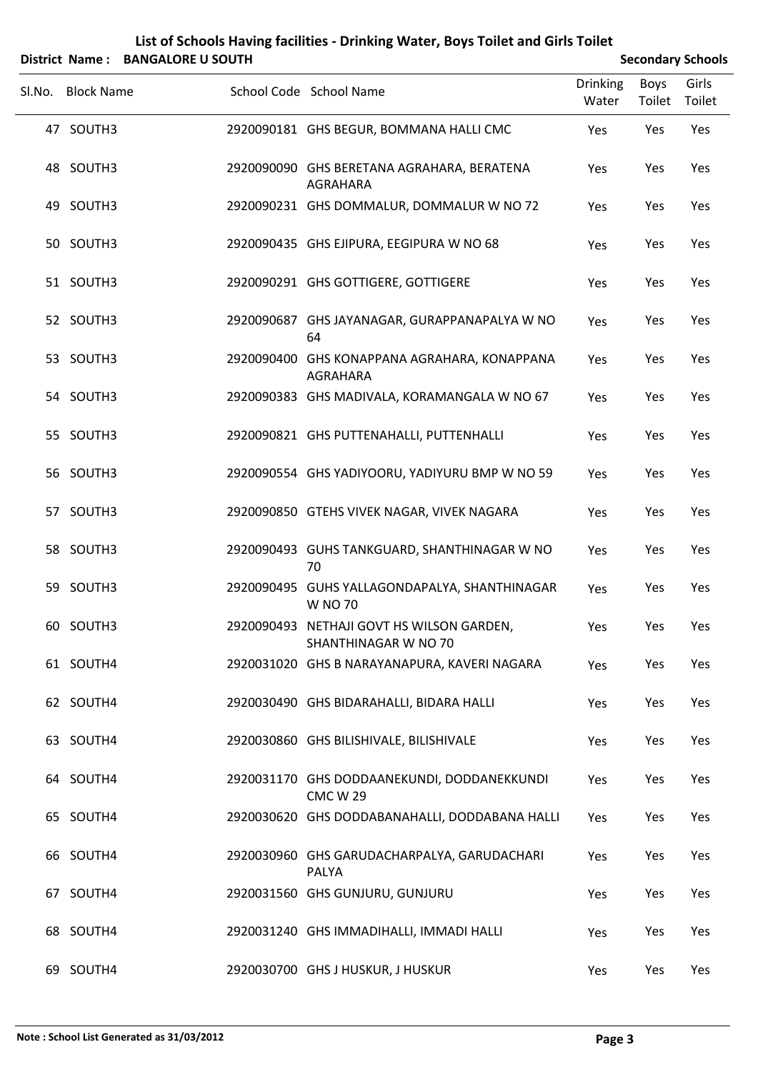# List of Schools Having facilities - Drinking Water, Boys Toilet and Girls Toilet

**District Name : BANGALORE U SOUTH** **Secondary Schools**

| Sl.No. | Block Name | School Code | School Name | Drinking Water | Boys Toilet | Girls Toilet |
|---|---|---|---|---|---|---|
| 47 | SOUTH3 | 2920090181 | GHS BEGUR, BOMMANA HALLI CMC | Yes | Yes | Yes |
| 48 | SOUTH3 | 2920090090 | GHS BERETANA AGRAHARA, BERATENA AGRAHARA | Yes | Yes | Yes |
| 49 | SOUTH3 | 2920090231 | GHS DOMMALUR, DOMMALUR W NO 72 | Yes | Yes | Yes |
| 50 | SOUTH3 | 2920090435 | GHS EJIPURA, EEGIPURA W NO 68 | Yes | Yes | Yes |
| 51 | SOUTH3 | 2920090291 | GHS GOTTIGERE, GOTTIGERE | Yes | Yes | Yes |
| 52 | SOUTH3 | 2920090687 | GHS JAYANAGAR, GURAPPANAPALYA W NO 64 | Yes | Yes | Yes |
| 53 | SOUTH3 | 2920090400 | GHS KONAPPANA AGRAHARA, KONAPPANA AGRAHARA | Yes | Yes | Yes |
| 54 | SOUTH3 | 2920090383 | GHS MADIVALA, KORAMANGALA W NO 67 | Yes | Yes | Yes |
| 55 | SOUTH3 | 2920090821 | GHS PUTTENAHALLI, PUTTENHALLI | Yes | Yes | Yes |
| 56 | SOUTH3 | 2920090554 | GHS YADIYOORU, YADIYURU BMP W NO 59 | Yes | Yes | Yes |
| 57 | SOUTH3 | 2920090850 | GTEHS VIVEK NAGAR, VIVEK NAGARA | Yes | Yes | Yes |
| 58 | SOUTH3 | 2920090493 | GUHS TANKGUARD, SHANTHINAGAR W NO 70 | Yes | Yes | Yes |
| 59 | SOUTH3 | 2920090495 | GUHS YALLAGONDAPALYA, SHANTHINAGAR W NO 70 | Yes | Yes | Yes |
| 60 | SOUTH3 | 2920090493 | NETHAJI GOVT HS WILSON GARDEN, SHANTHINAGAR W NO 70 | Yes | Yes | Yes |
| 61 | SOUTH4 | 2920031020 | GHS B NARAYANAPURA, KAVERI NAGARA | Yes | Yes | Yes |
| 62 | SOUTH4 | 2920030490 | GHS BIDARAHALLI, BIDARA HALLI | Yes | Yes | Yes |
| 63 | SOUTH4 | 2920030860 | GHS BILISHIVALE, BILISHIVALE | Yes | Yes | Yes |
| 64 | SOUTH4 | 2920031170 | GHS DODDAANEKUNDI, DODDANEKKUNDI CMC W 29 | Yes | Yes | Yes |
| 65 | SOUTH4 | 2920030620 | GHS DODDABANAHALLI, DODDABANA HALLI | Yes | Yes | Yes |
| 66 | SOUTH4 | 2920030960 | GHS GARUDACHARPALYA, GARUDACHARI PALYA | Yes | Yes | Yes |
| 67 | SOUTH4 | 2920031560 | GHS GUNJURU, GUNJURU | Yes | Yes | Yes |
| 68 | SOUTH4 | 2920031240 | GHS IMMADIHALLI, IMMADI HALLI | Yes | Yes | Yes |
| 69 | SOUTH4 | 2920030700 | GHS J HUSKUR, J HUSKUR | Yes | Yes | Yes |

**Note : School List Generated as 31/03/2012**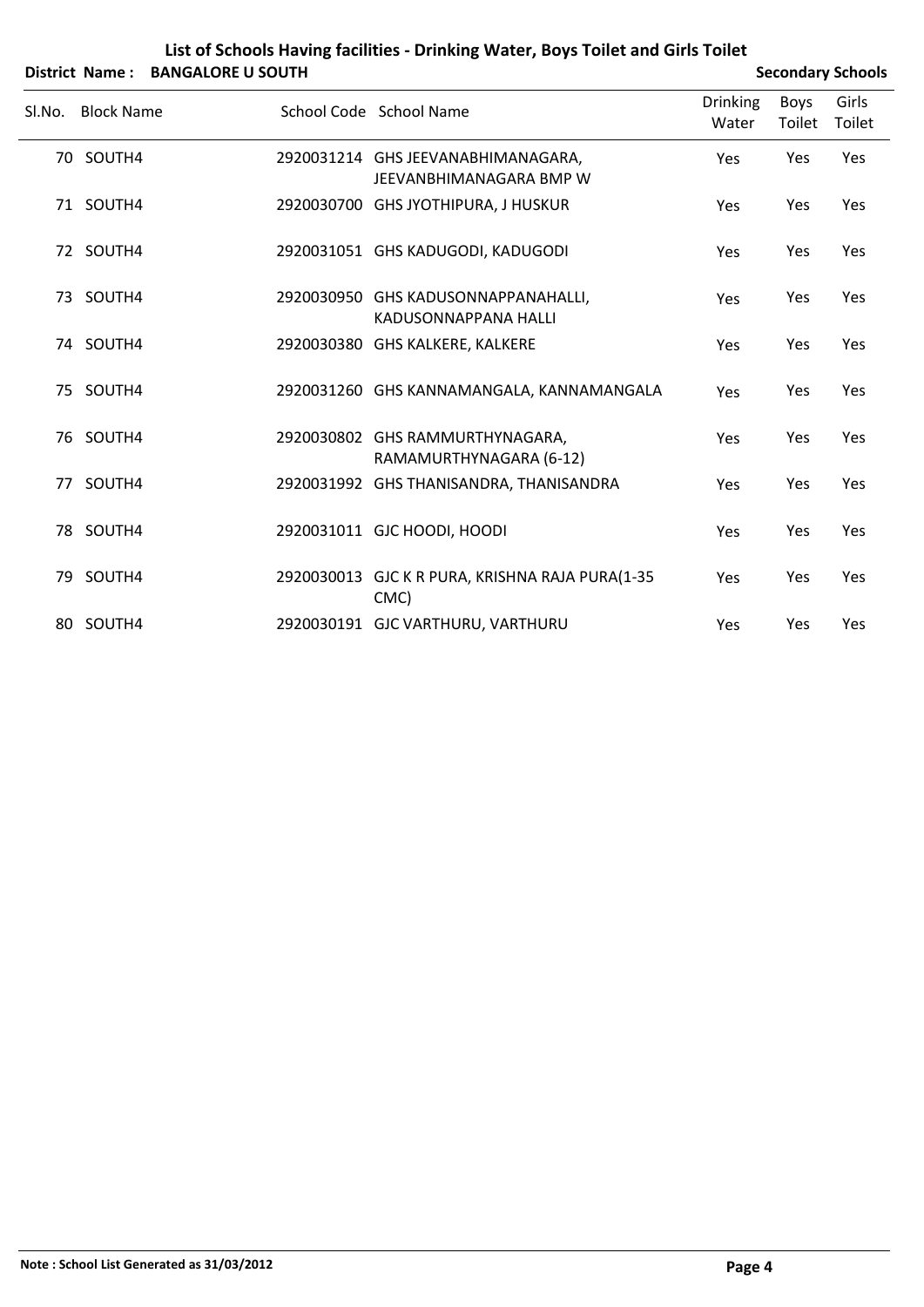# List of Schools Having facilities - Drinking Water, Boys Toilet and Girls Toilet

**District Name : BANGALORE U SOUTH** **Secondary Schools**

| Sl.No. | Block Name | School Code | School Name | Drinking Water | Boys Toilet | Girls Toilet |
|---|---|---|---|---|---|---|
| 70 | SOUTH4 | 2920031214 | GHS JEEVANABHIMANAGARA, JEEVANBHIMANAGARA BMP W | Yes | Yes | Yes |
| 71 | SOUTH4 | 2920030700 | GHS JYOTHIPURA, J HUSKUR | Yes | Yes | Yes |
| 72 | SOUTH4 | 2920031051 | GHS KADUGODI, KADUGODI | Yes | Yes | Yes |
| 73 | SOUTH4 | 2920030950 | GHS KADUSONNAPPANAHALLI, KADUSONNAPPANA HALLI | Yes | Yes | Yes |
| 74 | SOUTH4 | 2920030380 | GHS KALKERE, KALKERE | Yes | Yes | Yes |
| 75 | SOUTH4 | 2920031260 | GHS KANNAMANGALA, KANNAMANGALA | Yes | Yes | Yes |
| 76 | SOUTH4 | 2920030802 | GHS RAMMURTHYNAGARA, RAMAMURTHYNAGARA (6-12) | Yes | Yes | Yes |
| 77 | SOUTH4 | 2920031992 | GHS THANISANDRA, THANISANDRA | Yes | Yes | Yes |
| 78 | SOUTH4 | 2920031011 | GJC HOODI, HOODI | Yes | Yes | Yes |
| 79 | SOUTH4 | 2920030013 | GJC K R PURA, KRISHNA RAJA PURA(1-35 CMC) | Yes | Yes | Yes |
| 80 | SOUTH4 | 2920030191 | GJC VARTHURU, VARTHURU | Yes | Yes | Yes |

**Note : School List Generated as 31/03/2012**